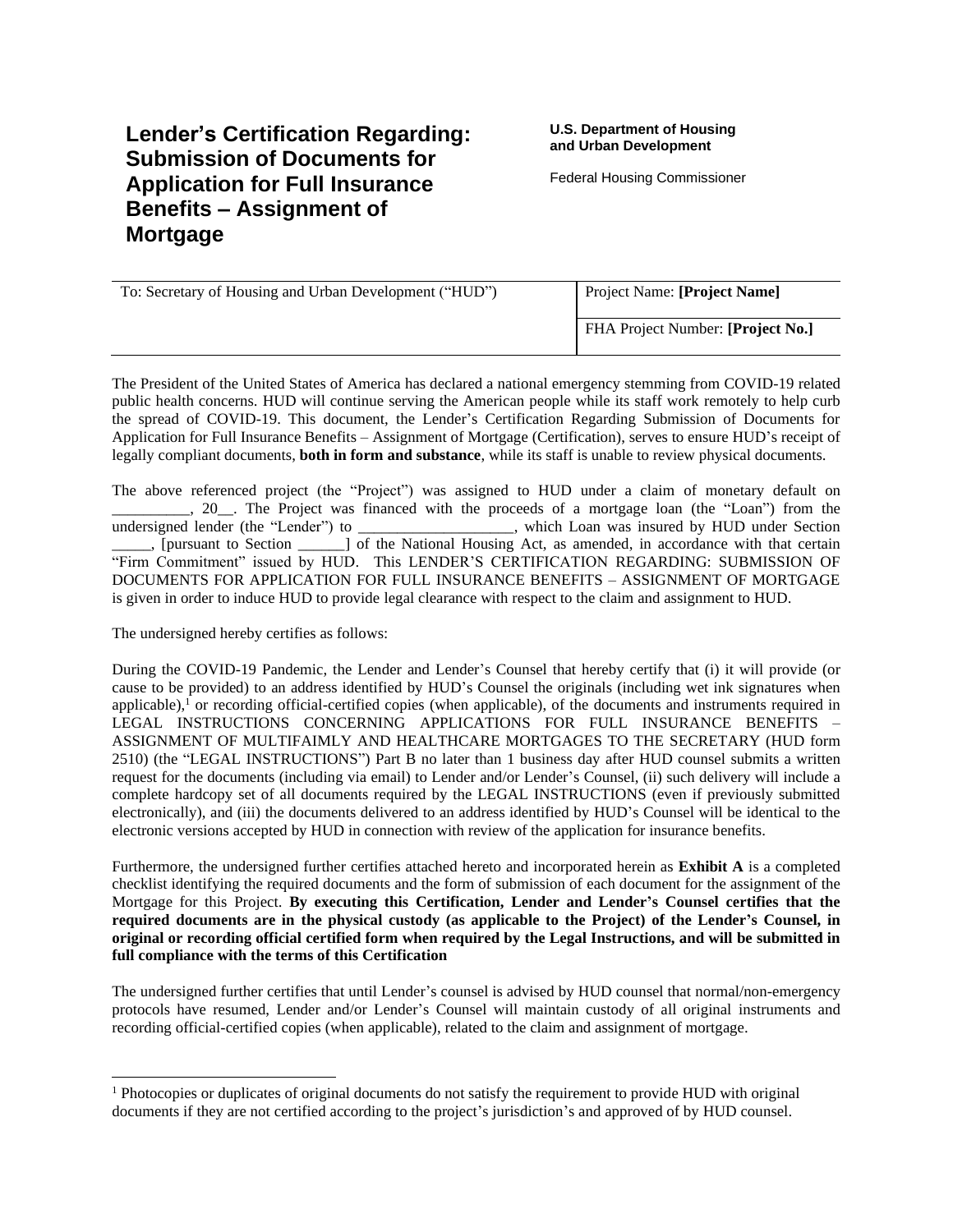# Lender's Certification Regarding: Submission of Documents for Application for Full Insurance Benefits – Assignment of Mortgage

**U.S. Department of Housing and Urban Development**

Federal Housing Commissioner

| To: Secretary of Housing and Urban Development ("HUD") | Project Name: **[Project Name]** |
|---|---|
| | FHA Project Number: **[Project No.]** |

The President of the United States of America has declared a national emergency stemming from COVID-19 related public health concerns. HUD will continue serving the American people while its staff work remotely to help curb the spread of COVID-19. This document, the Lender's Certification Regarding Submission of Documents for Application for Full Insurance Benefits – Assignment of Mortgage (Certification), serves to ensure HUD's receipt of legally compliant documents, **both in form and substance**, while its staff is unable to review physical documents.

The above referenced project (the "Project") was assigned to HUD under a claim of monetary default on __________, 20__. The Project was financed with the proceeds of a mortgage loan (the "Loan") from the undersigned lender (the "Lender") to ____________________, which Loan was insured by HUD under Section _____, [pursuant to Section ______] of the National Housing Act, as amended, in accordance with that certain "Firm Commitment" issued by HUD. This LENDER'S CERTIFICATION REGARDING: SUBMISSION OF DOCUMENTS FOR APPLICATION FOR FULL INSURANCE BENEFITS – ASSIGNMENT OF MORTGAGE is given in order to induce HUD to provide legal clearance with respect to the claim and assignment to HUD.

The undersigned hereby certifies as follows:

During the COVID-19 Pandemic, the Lender and Lender's Counsel that hereby certify that (i) it will provide (or cause to be provided) to an address identified by HUD's Counsel the originals (including wet ink signatures when applicable),[1] or recording official-certified copies (when applicable), of the documents and instruments required in LEGAL INSTRUCTIONS CONCERNING APPLICATIONS FOR FULL INSURANCE BENEFITS – ASSIGNMENT OF MULTIFAIMLY AND HEALTHCARE MORTGAGES TO THE SECRETARY (HUD form 2510) (the "LEGAL INSTRUCTIONS") Part B no later than 1 business day after HUD counsel submits a written request for the documents (including via email) to Lender and/or Lender's Counsel, (ii) such delivery will include a complete hardcopy set of all documents required by the LEGAL INSTRUCTIONS (even if previously submitted electronically), and (iii) the documents delivered to an address identified by HUD's Counsel will be identical to the electronic versions accepted by HUD in connection with review of the application for insurance benefits.

Furthermore, the undersigned further certifies attached hereto and incorporated herein as **Exhibit A** is a completed checklist identifying the required documents and the form of submission of each document for the assignment of the Mortgage for this Project. **By executing this Certification, Lender and Lender's Counsel certifies that the required documents are in the physical custody (as applicable to the Project) of the Lender's Counsel, in original or recording official certified form when required by the Legal Instructions, and will be submitted in full compliance with the terms of this Certification**

The undersigned further certifies that until Lender's counsel is advised by HUD counsel that normal/non-emergency protocols have resumed, Lender and/or Lender's Counsel will maintain custody of all original instruments and recording official-certified copies (when applicable), related to the claim and assignment of mortgage.

---

[1] Photocopies or duplicates of original documents do not satisfy the requirement to provide HUD with original documents if they are not certified according to the project's jurisdiction's and approved of by HUD counsel.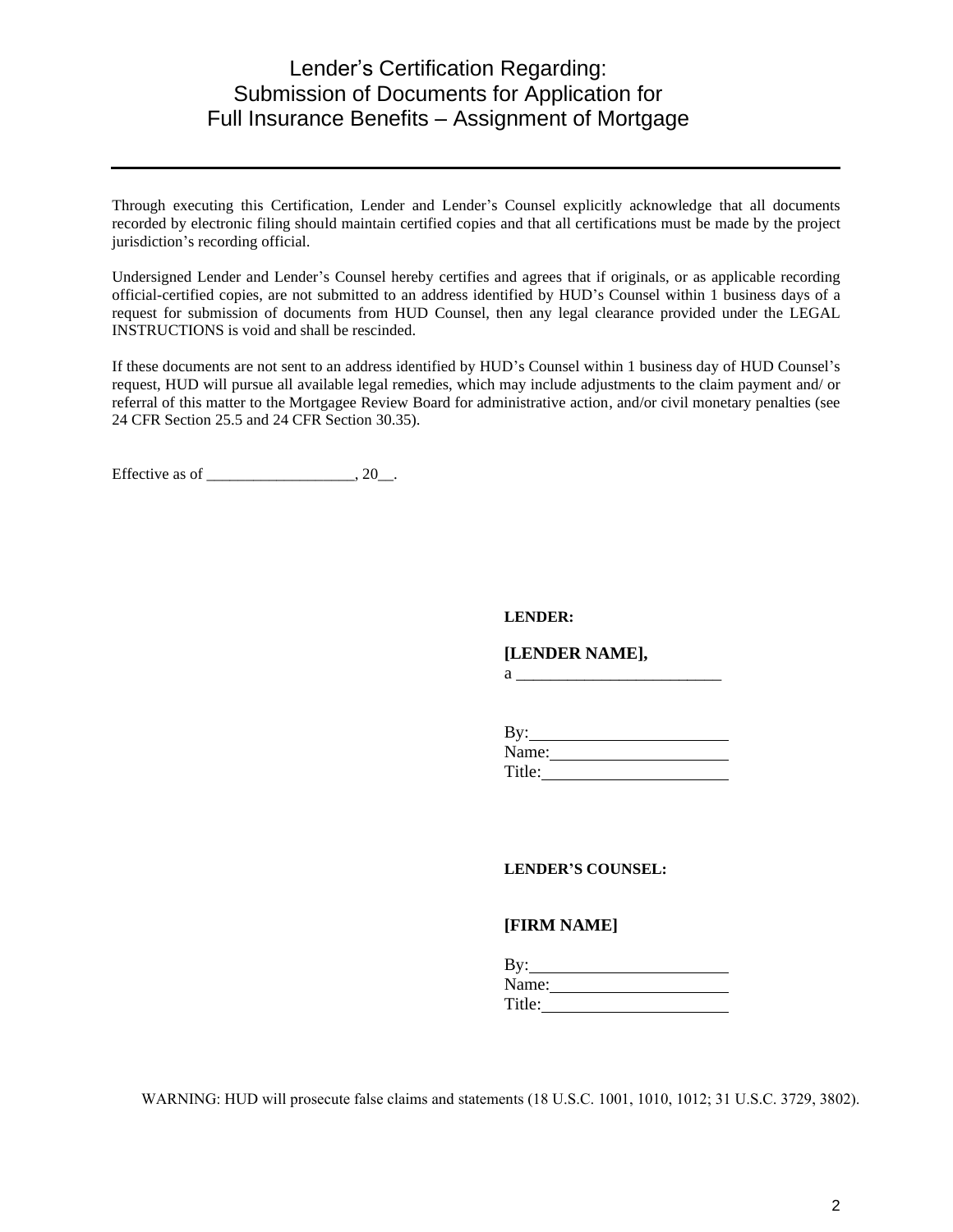# Lender's Certification Regarding: Submission of Documents for Application for Full Insurance Benefits – Assignment of Mortgage

---

Through executing this Certification, Lender and Lender's Counsel explicitly acknowledge that all documents recorded by electronic filing should maintain certified copies and that all certifications must be made by the project jurisdiction's recording official.

Undersigned Lender and Lender's Counsel hereby certifies and agrees that if originals, or as applicable recording official-certified copies, are not submitted to an address identified by HUD's Counsel within 1 business days of a request for submission of documents from HUD Counsel, then any legal clearance provided under the LEGAL INSTRUCTIONS is void and shall be rescinded.

If these documents are not sent to an address identified by HUD's Counsel within 1 business day of HUD Counsel's request, HUD will pursue all available legal remedies, which may include adjustments to the claim payment and/ or referral of this matter to the Mortgagee Review Board for administrative action, and/or civil monetary penalties (see 24 CFR Section 25.5 and 24 CFR Section 30.35).

Effective as of ___________________, 20__.

**LENDER:**

**[LENDER NAME],**
a _________________________

By:______________________
Name:____________________
Title:_____________________

**LENDER'S COUNSEL:**

**[FIRM NAME]**

By:______________________
Name:____________________
Title:_____________________

WARNING: HUD will prosecute false claims and statements (18 U.S.C. 1001, 1010, 1012; 31 U.S.C. 3729, 3802).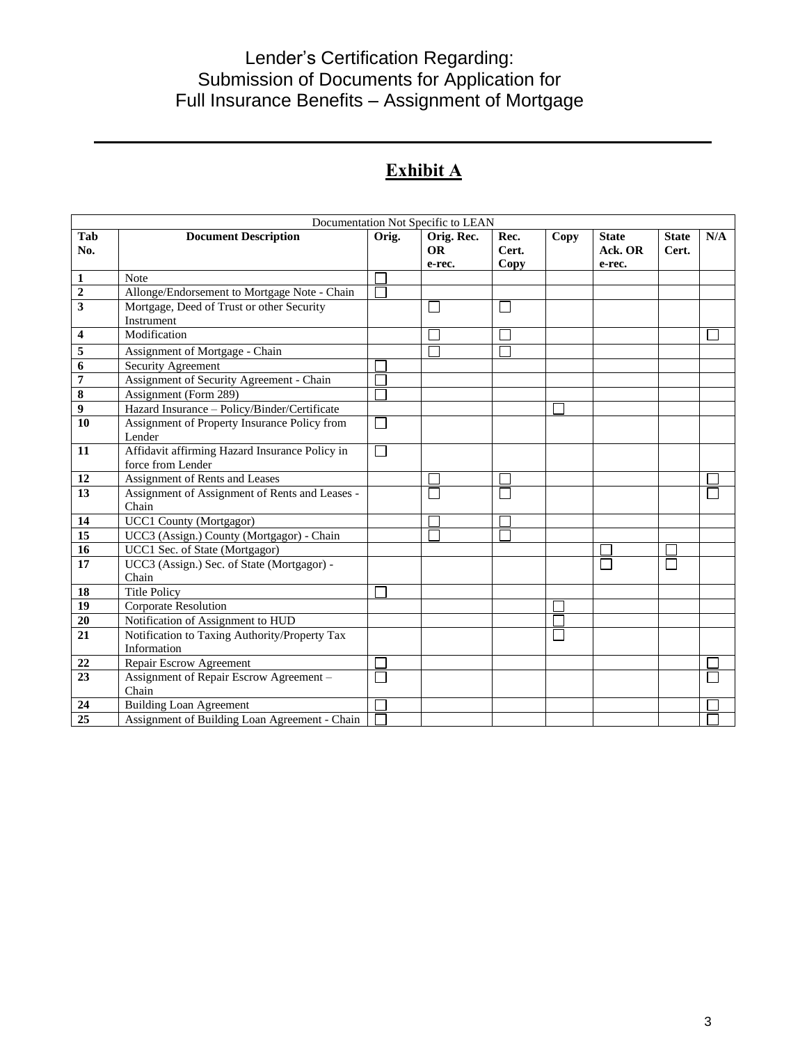# Lender's Certification Regarding: Submission of Documents for Application for Full Insurance Benefits – Assignment of Mortgage

---

## Exhibit A

| Documentation Not Specific to LEAN | | | | | | | | |
|---|---|---|---|---|---|---|---|---|
| **Tab No.** | **Document Description** | **Orig.** | **Orig. Rec. OR e-rec.** | **Rec. Cert. Copy** | **Copy** | **State Ack. OR e-rec.** | **State Cert.** | **N/A** |
| **1** | Note | ☐ | | | | | | |
| **2** | Allonge/Endorsement to Mortgage Note - Chain | ☐ | | | | | | |
| **3** | Mortgage, Deed of Trust or other Security Instrument | | ☐ | ☐ | | | | |
| **4** | Modification | | ☐ | ☐ | | | | ☐ |
| **5** | Assignment of Mortgage - Chain | | ☐ | ☐ | | | | |
| **6** | Security Agreement | ☐ | | | | | | |
| **7** | Assignment of Security Agreement - Chain | ☐ | | | | | | |
| **8** | Assignment (Form 289) | ☐ | | | | | | |
| **9** | Hazard Insurance – Policy/Binder/Certificate | | | | ☐ | | | |
| **10** | Assignment of Property Insurance Policy from Lender | ☐ | | | | | | |
| **11** | Affidavit affirming Hazard Insurance Policy in force from Lender | ☐ | | | | | | |
| **12** | Assignment of Rents and Leases | | ☐ | ☐ | | | | ☐ |
| **13** | Assignment of Assignment of Rents and Leases - Chain | | ☐ | ☐ | | | | ☐ |
| **14** | UCC1 County (Mortgagor) | | ☐ | ☐ | | | | |
| **15** | UCC3 (Assign.) County (Mortgagor) - Chain | | ☐ | ☐ | | | | |
| **16** | UCC1 Sec. of State (Mortgagor) | | | | | ☐ | ☐ | |
| **17** | UCC3 (Assign.) Sec. of State (Mortgagor) - Chain | | | | | ☐ | ☐ | |
| **18** | Title Policy | ☐ | | | | | | |
| **19** | Corporate Resolution | | | | ☐ | | | |
| **20** | Notification of Assignment to HUD | | | | ☐ | | | |
| **21** | Notification to Taxing Authority/Property Tax Information | | | | ☐ | | | |
| **22** | Repair Escrow Agreement | ☐ | | | | | | ☐ |
| **23** | Assignment of Repair Escrow Agreement – Chain | ☐ | | | | | | ☐ |
| **24** | Building Loan Agreement | ☐ | | | | | | ☐ |
| **25** | Assignment of Building Loan Agreement - Chain | ☐ | | | | | | ☐ |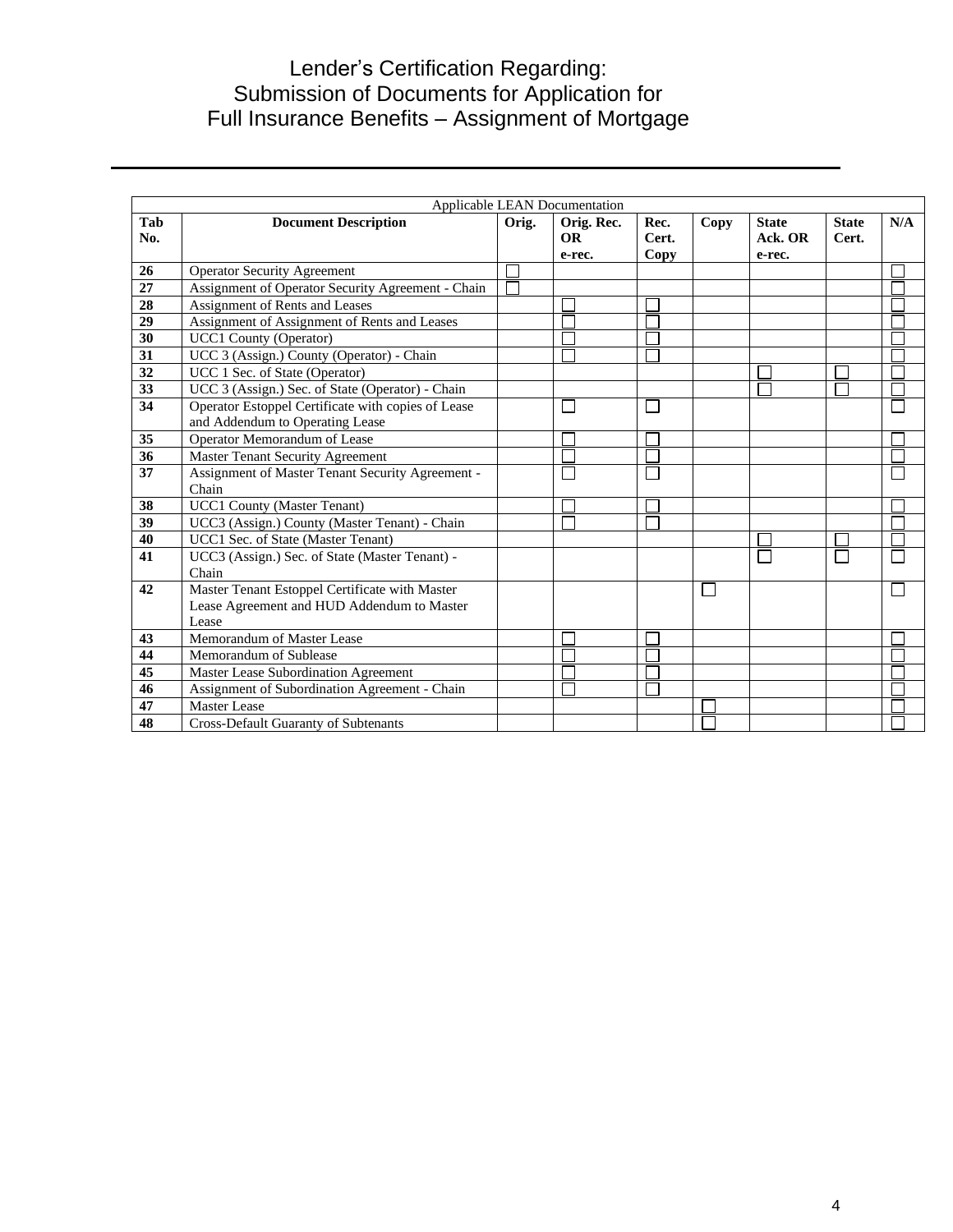# Lender's Certification Regarding: Submission of Documents for Application for Full Insurance Benefits – Assignment of Mortgage

| Applicable LEAN Documentation | | | | | | | | |
|---|---|---|---|---|---|---|---|---|
| **Tab No.** | **Document Description** | **Orig.** | **Orig. Rec. OR e-rec.** | **Rec. Cert. Copy** | **Copy** | **State Ack. OR e-rec.** | **State Cert.** | **N/A** |
| **26** | Operator Security Agreement | ☐ | | | | | | ☐ |
| **27** | Assignment of Operator Security Agreement - Chain | ☐ | | | | | | ☐ |
| **28** | Assignment of Rents and Leases | | ☐ | ☐ | | | | ☐ |
| **29** | Assignment of Assignment of Rents and Leases | | ☐ | ☐ | | | | ☐ |
| **30** | UCC1 County (Operator) | | ☐ | ☐ | | | | ☐ |
| **31** | UCC 3 (Assign.) County (Operator) - Chain | | ☐ | ☐ | | | | ☐ |
| **32** | UCC 1 Sec. of State (Operator) | | | | | ☐ | ☐ | ☐ |
| **33** | UCC 3 (Assign.) Sec. of State (Operator) - Chain | | | | | ☐ | ☐ | ☐ |
| **34** | Operator Estoppel Certificate with copies of Lease and Addendum to Operating Lease | | ☐ | ☐ | | | | ☐ |
| **35** | Operator Memorandum of Lease | | ☐ | ☐ | | | | ☐ |
| **36** | Master Tenant Security Agreement | | ☐ | ☐ | | | | ☐ |
| **37** | Assignment of Master Tenant Security Agreement - Chain | | ☐ | ☐ | | | | ☐ |
| **38** | UCC1 County (Master Tenant) | | ☐ | ☐ | | | | ☐ |
| **39** | UCC3 (Assign.) County (Master Tenant) - Chain | | ☐ | ☐ | | | | ☐ |
| **40** | UCC1 Sec. of State (Master Tenant) | | | | | ☐ | ☐ | ☐ |
| **41** | UCC3 (Assign.) Sec. of State (Master Tenant) - Chain | | | | | ☐ | ☐ | ☐ |
| **42** | Master Tenant Estoppel Certificate with Master Lease Agreement and HUD Addendum to Master Lease | | | | ☐ | | | ☐ |
| **43** | Memorandum of Master Lease | | ☐ | ☐ | | | | ☐ |
| **44** | Memorandum of Sublease | | ☐ | ☐ | | | | ☐ |
| **45** | Master Lease Subordination Agreement | | ☐ | ☐ | | | | ☐ |
| **46** | Assignment of Subordination Agreement - Chain | | ☐ | ☐ | | | | ☐ |
| **47** | Master Lease | | | | ☐ | | | ☐ |
| **48** | Cross-Default Guaranty of Subtenants | | | | ☐ | | | ☐ |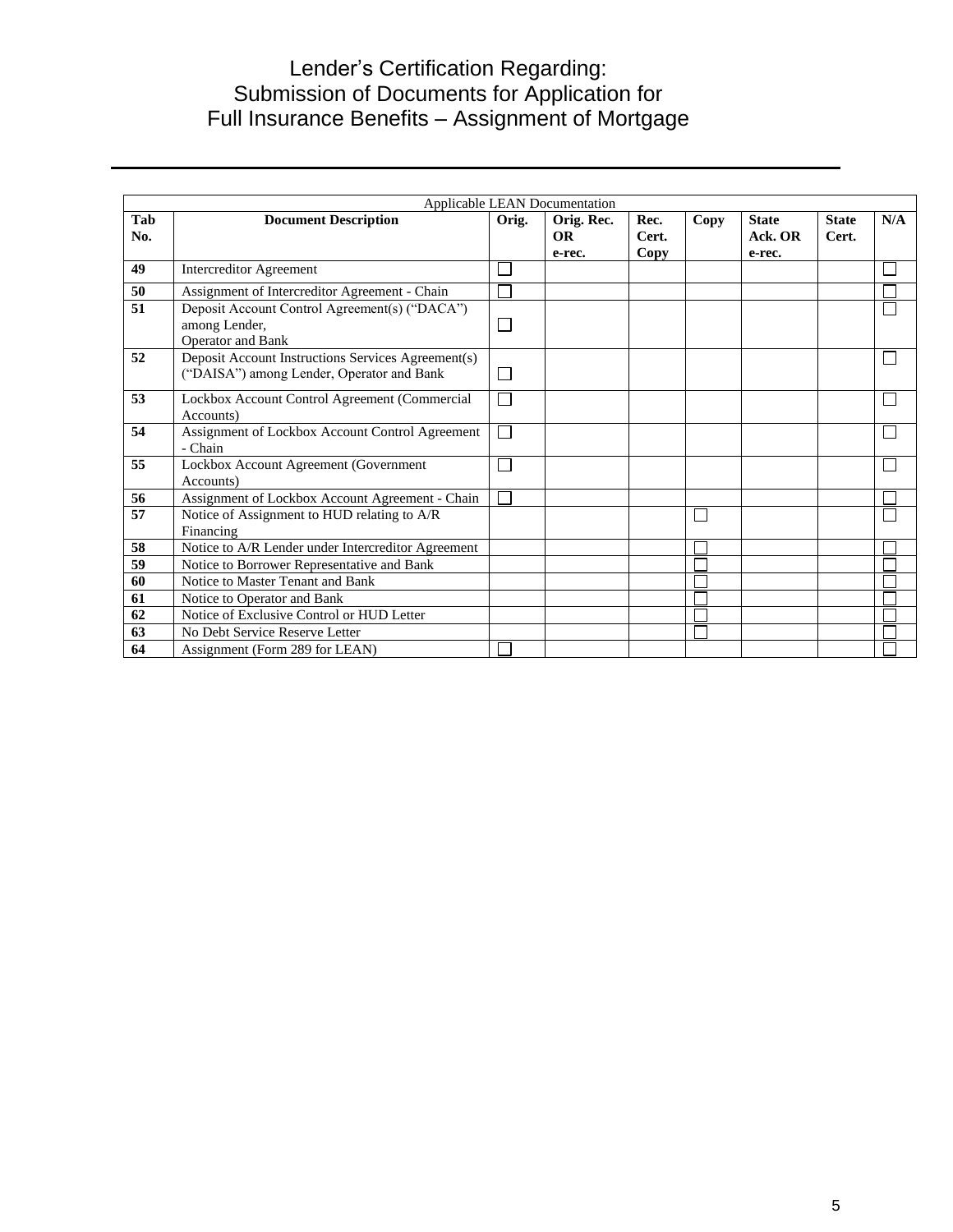# Lender's Certification Regarding:
# Submission of Documents for Application for Full Insurance Benefits – Assignment of Mortgage

| Applicable LEAN Documentation | | | | | | | | |
|---|---|---|---|---|---|---|---|---|
| **Tab No.** | **Document Description** | **Orig.** | **Orig. Rec. OR e-rec.** | **Rec. Cert. Copy** | **Copy** | **State Ack. OR e-rec.** | **State Cert.** | **N/A** |
| **49** | Intercreditor Agreement | ☐ | | | | | | ☐ |
| **50** | Assignment of Intercreditor Agreement - Chain | ☐ | | | | | | ☐ |
| **51** | Deposit Account Control Agreement(s) ("DACA") among Lender, Operator and Bank | ☐ | | | | | | ☐ |
| **52** | Deposit Account Instructions Services Agreement(s) ("DAISA") among Lender, Operator and Bank | ☐ | | | | | | ☐ |
| **53** | Lockbox Account Control Agreement (Commercial Accounts) | ☐ | | | | | | ☐ |
| **54** | Assignment of Lockbox Account Control Agreement - Chain | ☐ | | | | | | ☐ |
| **55** | Lockbox Account Agreement (Government Accounts) | ☐ | | | | | | ☐ |
| **56** | Assignment of Lockbox Account Agreement - Chain | ☐ | | | | | | ☐ |
| **57** | Notice of Assignment to HUD relating to A/R Financing | | | | ☐ | | | ☐ |
| **58** | Notice to A/R Lender under Intercreditor Agreement | | | | ☐ | | | ☐ |
| **59** | Notice to Borrower Representative and Bank | | | | ☐ | | | ☐ |
| **60** | Notice to Master Tenant and Bank | | | | ☐ | | | ☐ |
| **61** | Notice to Operator and Bank | | | | ☐ | | | ☐ |
| **62** | Notice of Exclusive Control or HUD Letter | | | | ☐ | | | ☐ |
| **63** | No Debt Service Reserve Letter | | | | ☐ | | | ☐ |
| **64** | Assignment (Form 289 for LEAN) | ☐ | | | | | | ☐ |